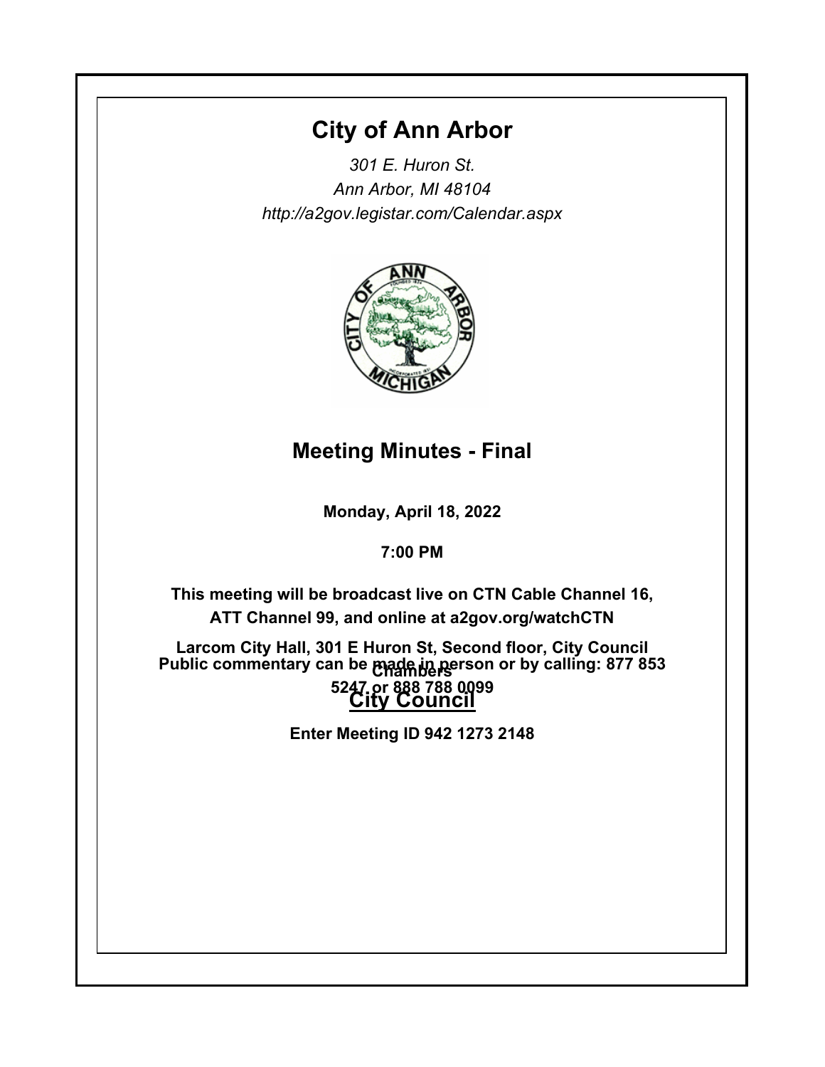# City of Ann Arbor

*301 E. Huron St.*
*Ann Arbor, MI 48104*
*http://a2gov.legistar.com/Calendar.aspx*

## Meeting Minutes - Final

**Monday, April 18, 2022**

**7:00 PM**

**This meeting will be broadcast live on CTN Cable Channel 16, ATT Channel 99, and online at a2gov.org/watchCTN**

**Larcom City Hall, 301 E Huron St, Second floor, City Council Chambers**

**Public commentary can be made in person or by calling: 877 853 5247 or 888 788 0099**

**Enter Meeting ID 942 1273 2148**

## City Council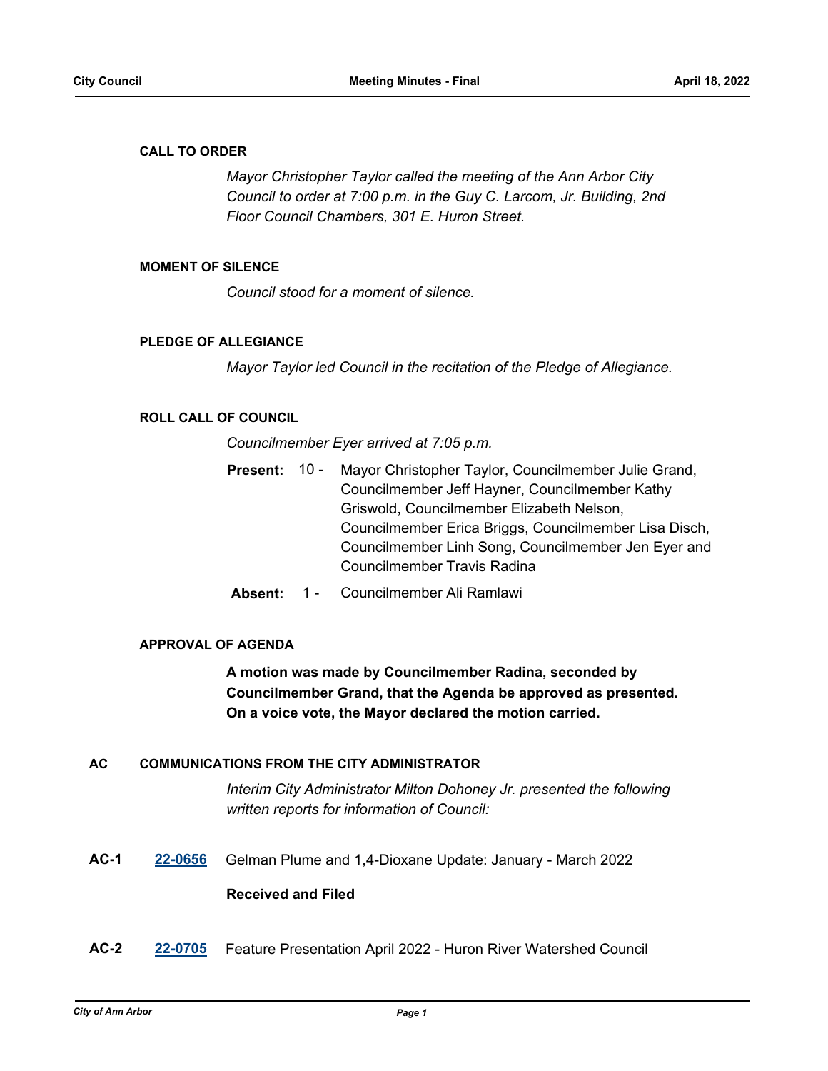## CALL TO ORDER

*Mayor Christopher Taylor called the meeting of the Ann Arbor City Council to order at 7:00 p.m. in the Guy C. Larcom, Jr. Building, 2nd Floor Council Chambers, 301 E. Huron Street.*

## MOMENT OF SILENCE

*Council stood for a moment of silence.*

## PLEDGE OF ALLEGIANCE

*Mayor Taylor led Council in the recitation of the Pledge of Allegiance.*

## ROLL CALL OF COUNCIL

*Councilmember Eyer arrived at 7:05 p.m.*

**Present:** 10 - Mayor Christopher Taylor, Councilmember Julie Grand, Councilmember Jeff Hayner, Councilmember Kathy Griswold, Councilmember Elizabeth Nelson, Councilmember Erica Briggs, Councilmember Lisa Disch, Councilmember Linh Song, Councilmember Jen Eyer and Councilmember Travis Radina

**Absent:** 1 - Councilmember Ali Ramlawi

## APPROVAL OF AGENDA

**A motion was made by Councilmember Radina, seconded by Councilmember Grand, that the Agenda be approved as presented. On a voice vote, the Mayor declared the motion carried.**

## AC COMMUNICATIONS FROM THE CITY ADMINISTRATOR

*Interim City Administrator Milton Dohoney Jr. presented the following written reports for information of Council:*

**AC-1** 22-0656 Gelman Plume and 1,4-Dioxane Update: January - March 2022

**Received and Filed**

**AC-2** 22-0705 Feature Presentation April 2022 - Huron River Watershed Council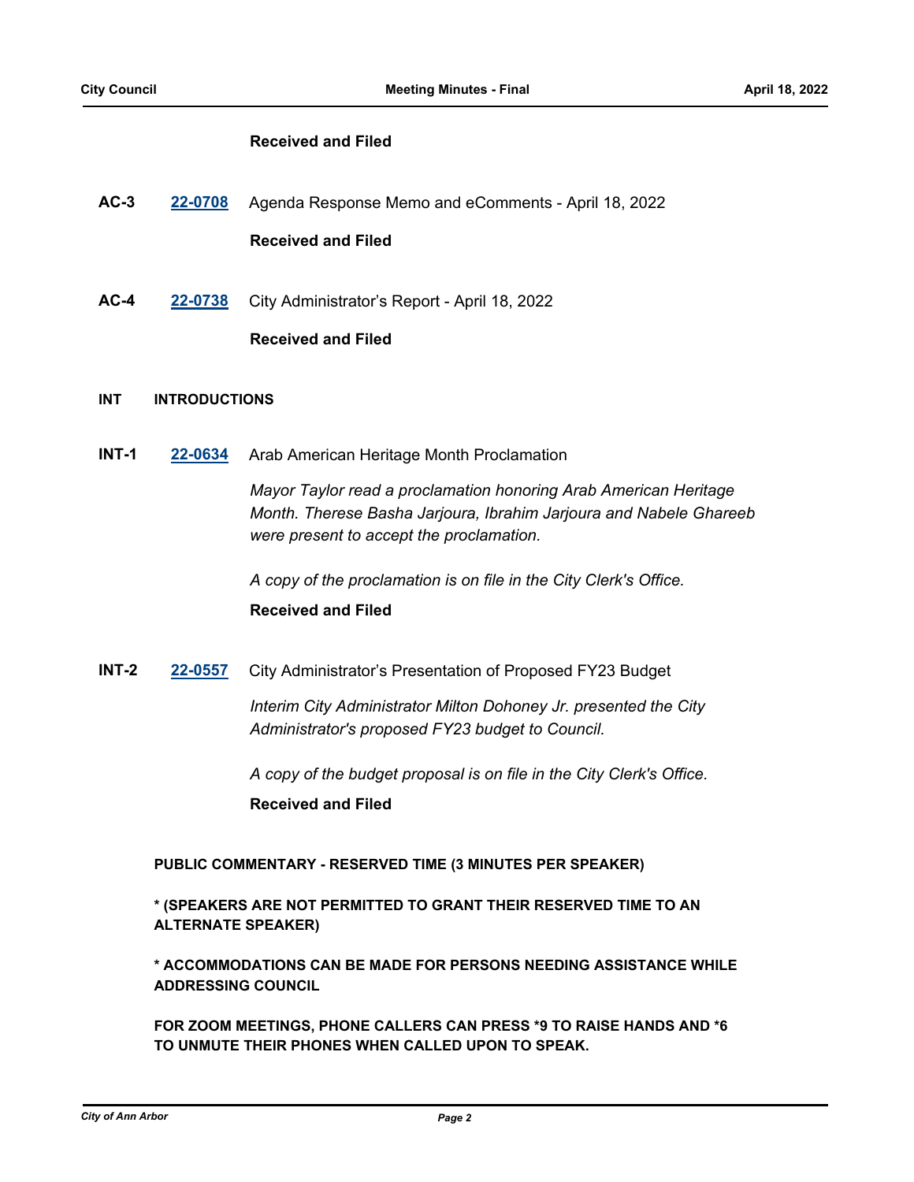**Received and Filed**

**AC-3** [22-0708] Agenda Response Memo and eComments - April 18, 2022

**Received and Filed**

**AC-4** [22-0738] City Administrator's Report - April 18, 2022

**Received and Filed**

## INT INTRODUCTIONS

**INT-1** [22-0634] Arab American Heritage Month Proclamation

*Mayor Taylor read a proclamation honoring Arab American Heritage Month. Therese Basha Jarjoura, Ibrahim Jarjoura and Nabele Ghareeb were present to accept the proclamation.*

*A copy of the proclamation is on file in the City Clerk's Office.*

**Received and Filed**

**INT-2** [22-0557] City Administrator's Presentation of Proposed FY23 Budget

*Interim City Administrator Milton Dohoney Jr. presented the City Administrator's proposed FY23 budget to Council.*

*A copy of the budget proposal is on file in the City Clerk's Office.*

**Received and Filed**

**PUBLIC COMMENTARY - RESERVED TIME (3 MINUTES PER SPEAKER)**

**\* (SPEAKERS ARE NOT PERMITTED TO GRANT THEIR RESERVED TIME TO AN ALTERNATE SPEAKER)**

**\* ACCOMMODATIONS CAN BE MADE FOR PERSONS NEEDING ASSISTANCE WHILE ADDRESSING COUNCIL**

**FOR ZOOM MEETINGS, PHONE CALLERS CAN PRESS \*9 TO RAISE HANDS AND \*6 TO UNMUTE THEIR PHONES WHEN CALLED UPON TO SPEAK.**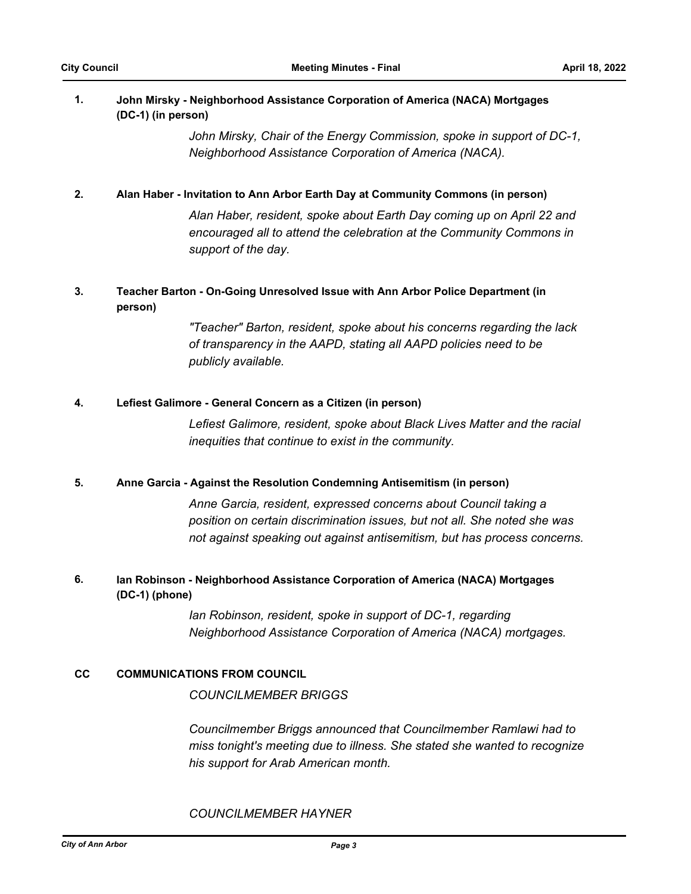**1. John Mirsky - Neighborhood Assistance Corporation of America (NACA) Mortgages (DC-1) (in person)**

*John Mirsky, Chair of the Energy Commission, spoke in support of DC-1, Neighborhood Assistance Corporation of America (NACA).*

**2. Alan Haber - Invitation to Ann Arbor Earth Day at Community Commons (in person)**

*Alan Haber, resident, spoke about Earth Day coming up on April 22 and encouraged all to attend the celebration at the Community Commons in support of the day.*

**3. Teacher Barton - On-Going Unresolved Issue with Ann Arbor Police Department (in person)**

*"Teacher" Barton, resident, spoke about his concerns regarding the lack of transparency in the AAPD, stating all AAPD policies need to be publicly available.*

**4. Lefiest Galimore - General Concern as a Citizen (in person)**

*Lefiest Galimore, resident, spoke about Black Lives Matter and the racial inequities that continue to exist in the community.*

**5. Anne Garcia - Against the Resolution Condemning Antisemitism (in person)**

*Anne Garcia, resident, expressed concerns about Council taking a position on certain discrimination issues, but not all. She noted she was not against speaking out against antisemitism, but has process concerns.*

**6. Ian Robinson - Neighborhood Assistance Corporation of America (NACA) Mortgages (DC-1) (phone)**

*Ian Robinson, resident, spoke in support of DC-1, regarding Neighborhood Assistance Corporation of America (NACA) mortgages.*

## CC COMMUNICATIONS FROM COUNCIL

*COUNCILMEMBER BRIGGS*

*Councilmember Briggs announced that Councilmember Ramlawi had to miss tonight's meeting due to illness. She stated she wanted to recognize his support for Arab American month.*

*COUNCILMEMBER HAYNER*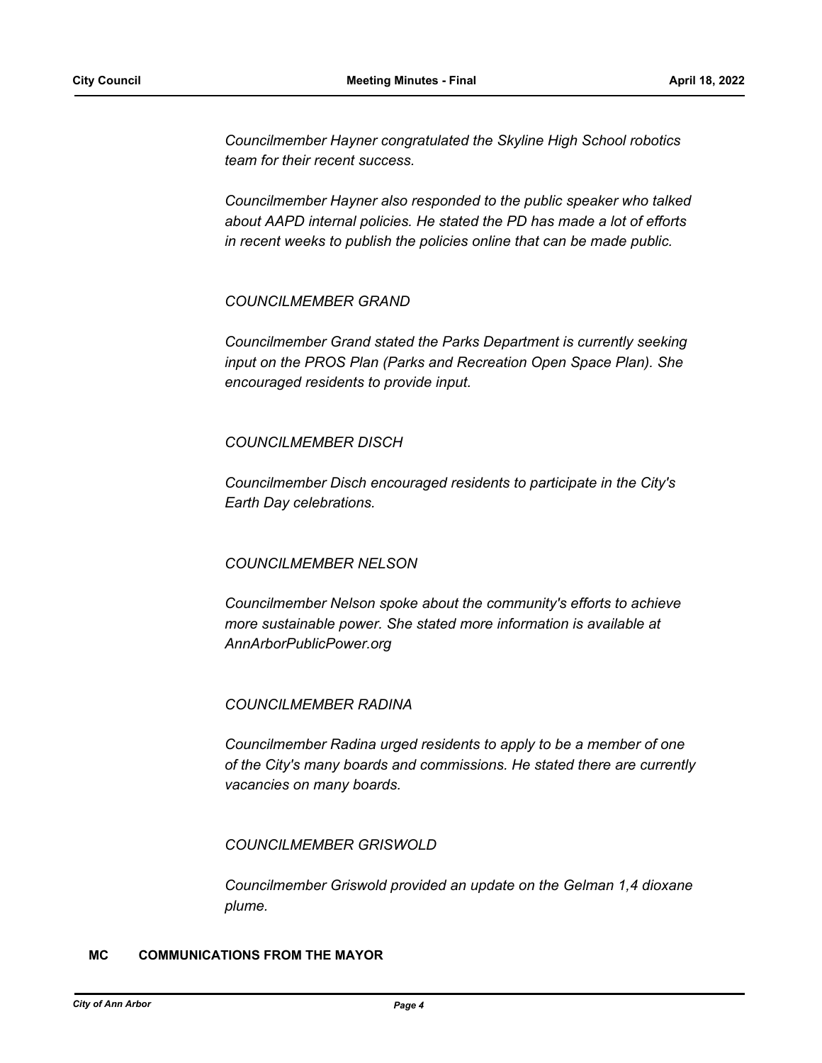*Councilmember Hayner congratulated the Skyline High School robotics team for their recent success.*

*Councilmember Hayner also responded to the public speaker who talked about AAPD internal policies. He stated the PD has made a lot of efforts in recent weeks to publish the policies online that can be made public.*

*COUNCILMEMBER GRAND*

*Councilmember Grand stated the Parks Department is currently seeking input on the PROS Plan (Parks and Recreation Open Space Plan). She encouraged residents to provide input.*

*COUNCILMEMBER DISCH*

*Councilmember Disch encouraged residents to participate in the City's Earth Day celebrations.*

*COUNCILMEMBER NELSON*

*Councilmember Nelson spoke about the community's efforts to achieve more sustainable power. She stated more information is available at AnnArborPublicPower.org*

*COUNCILMEMBER RADINA*

*Councilmember Radina urged residents to apply to be a member of one of the City's many boards and commissions. He stated there are currently vacancies on many boards.*

*COUNCILMEMBER GRISWOLD*

*Councilmember Griswold provided an update on the Gelman 1,4 dioxane plume.*

## MC COMMUNICATIONS FROM THE MAYOR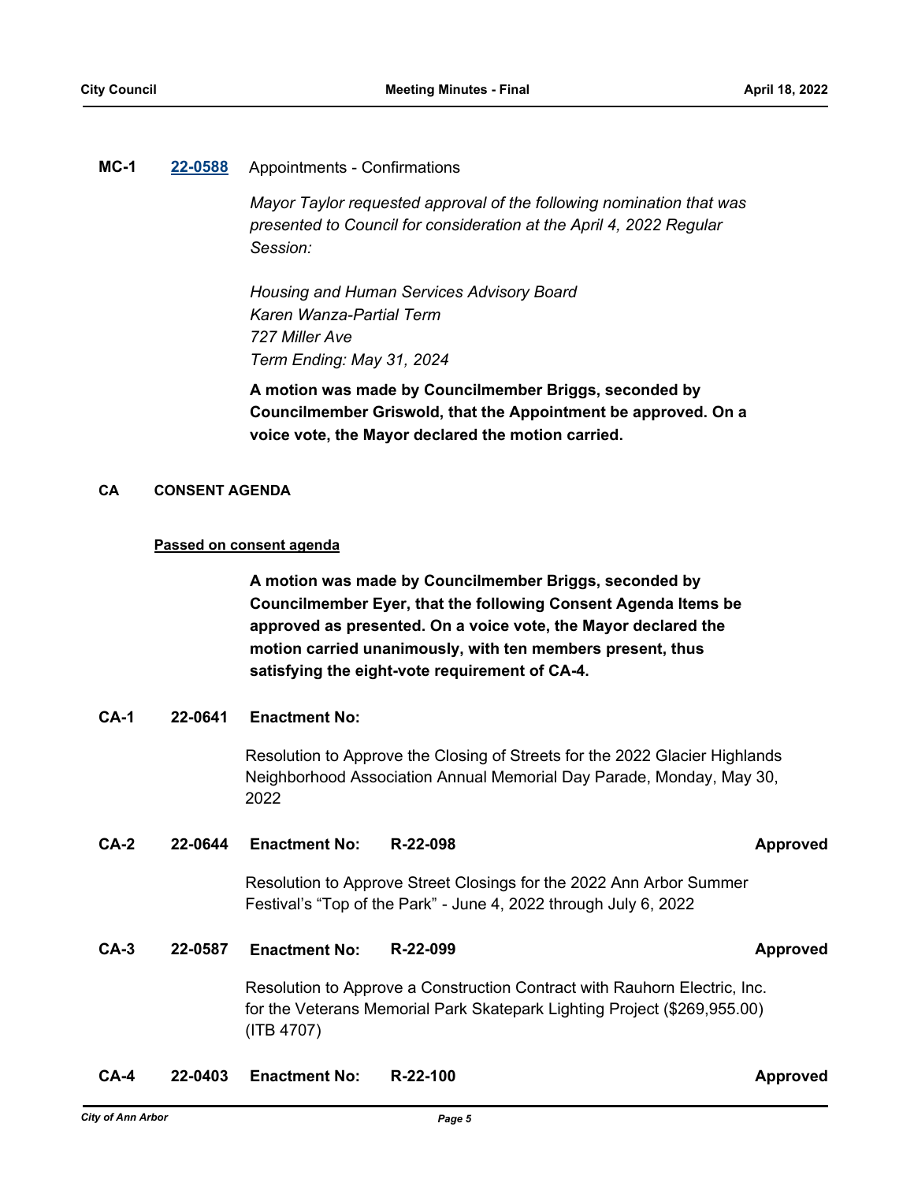**MC-1** [22-0588](22-0588) Appointments - Confirmations

*Mayor Taylor requested approval of the following nomination that was presented to Council for consideration at the April 4, 2022 Regular Session:*

*Housing and Human Services Advisory Board*
*Karen Wanza-Partial Term*
*727 Miller Ave*
*Term Ending: May 31, 2024*

**A motion was made by Councilmember Briggs, seconded by Councilmember Griswold, that the Appointment be approved. On a voice vote, the Mayor declared the motion carried.**

## CA CONSENT AGENDA

**Passed on consent agenda**

**A motion was made by Councilmember Briggs, seconded by Councilmember Eyer, that the following Consent Agenda Items be approved as presented. On a voice vote, the Mayor declared the motion carried unanimously, with ten members present, thus satisfying the eight-vote requirement of CA-4.**

**CA-1 22-0641 Enactment No:**

Resolution to Approve the Closing of Streets for the 2022 Glacier Highlands Neighborhood Association Annual Memorial Day Parade, Monday, May 30, 2022

**CA-2 22-0644 Enactment No: R-22-098 Approved**

Resolution to Approve Street Closings for the 2022 Ann Arbor Summer Festival's "Top of the Park" - June 4, 2022 through July 6, 2022

**CA-3 22-0587 Enactment No: R-22-099 Approved**

Resolution to Approve a Construction Contract with Rauhorn Electric, Inc. for the Veterans Memorial Park Skatepark Lighting Project ($269,955.00) (ITB 4707)

**CA-4 22-0403 Enactment No: R-22-100 Approved**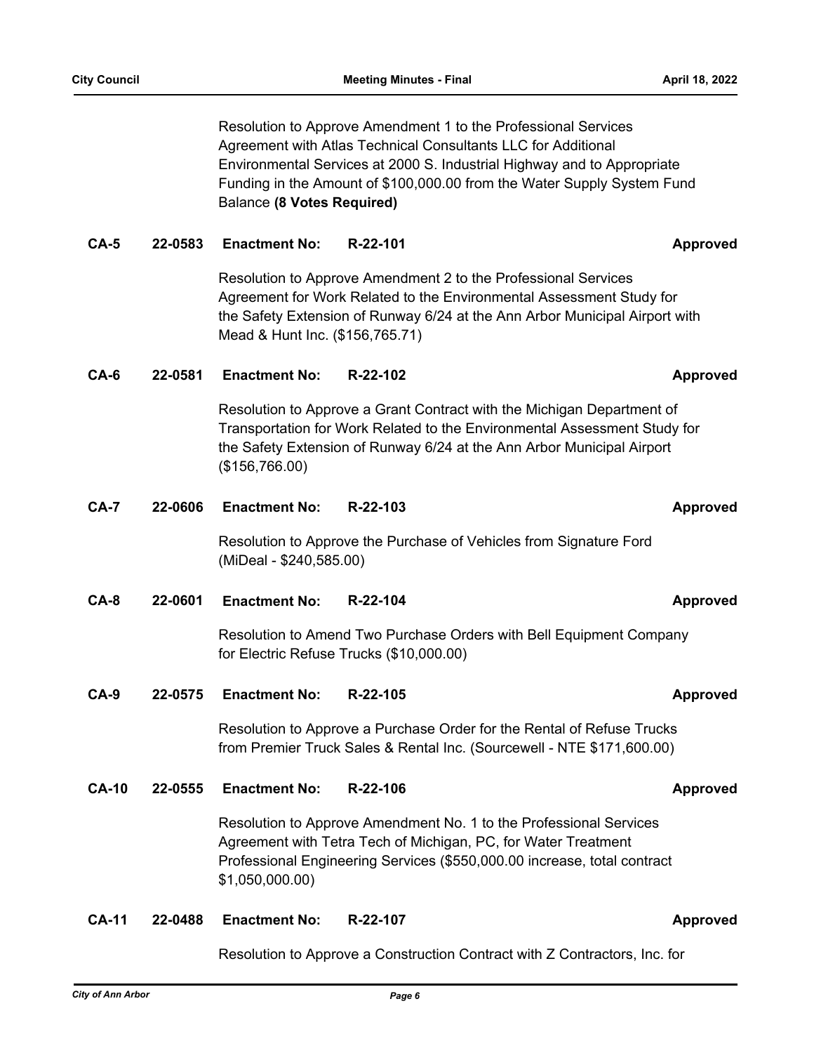Resolution to Approve Amendment 1 to the Professional Services Agreement with Atlas Technical Consultants LLC for Additional Environmental Services at 2000 S. Industrial Highway and to Appropriate Funding in the Amount of $100,000.00 from the Water Supply System Fund Balance **(8 Votes Required)**

**CA-5 22-0583 Enactment No: R-22-101 Approved**

Resolution to Approve Amendment 2 to the Professional Services Agreement for Work Related to the Environmental Assessment Study for the Safety Extension of Runway 6/24 at the Ann Arbor Municipal Airport with Mead & Hunt Inc. ($156,765.71)

**CA-6 22-0581 Enactment No: R-22-102 Approved**

Resolution to Approve a Grant Contract with the Michigan Department of Transportation for Work Related to the Environmental Assessment Study for the Safety Extension of Runway 6/24 at the Ann Arbor Municipal Airport ($156,766.00)

**CA-7 22-0606 Enactment No: R-22-103 Approved**

Resolution to Approve the Purchase of Vehicles from Signature Ford (MiDeal - $240,585.00)

**CA-8 22-0601 Enactment No: R-22-104 Approved**

Resolution to Amend Two Purchase Orders with Bell Equipment Company for Electric Refuse Trucks ($10,000.00)

**CA-9 22-0575 Enactment No: R-22-105 Approved**

Resolution to Approve a Purchase Order for the Rental of Refuse Trucks from Premier Truck Sales & Rental Inc. (Sourcewell - NTE $171,600.00)

**CA-10 22-0555 Enactment No: R-22-106 Approved**

Resolution to Approve Amendment No. 1 to the Professional Services Agreement with Tetra Tech of Michigan, PC, for Water Treatment Professional Engineering Services ($550,000.00 increase, total contract $1,050,000.00)

**CA-11 22-0488 Enactment No: R-22-107 Approved**

Resolution to Approve a Construction Contract with Z Contractors, Inc. for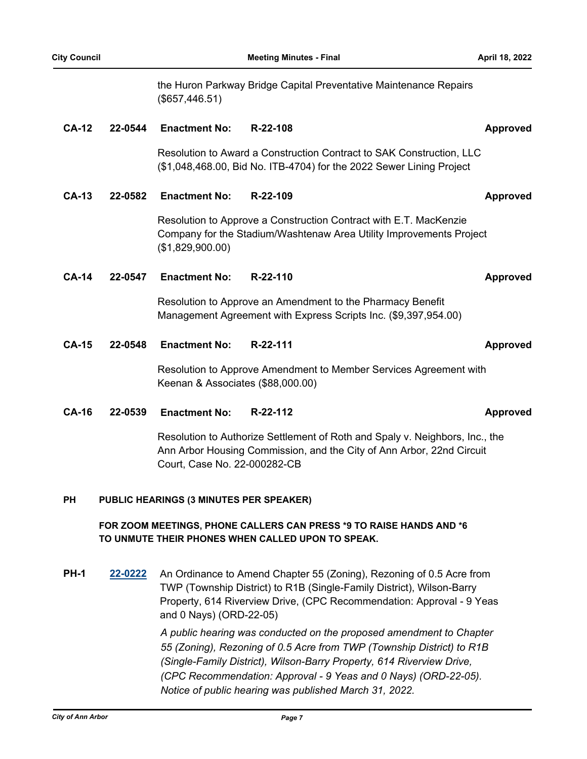the Huron Parkway Bridge Capital Preventative Maintenance Repairs ($657,446.51)

**CA-12** **22-0544** **Enactment No:** **R-22-108** **Approved**

Resolution to Award a Construction Contract to SAK Construction, LLC ($1,048,468.00, Bid No. ITB-4704) for the 2022 Sewer Lining Project

**CA-13** **22-0582** **Enactment No:** **R-22-109** **Approved**

Resolution to Approve a Construction Contract with E.T. MacKenzie Company for the Stadium/Washtenaw Area Utility Improvements Project ($1,829,900.00)

**CA-14** **22-0547** **Enactment No:** **R-22-110** **Approved**

Resolution to Approve an Amendment to the Pharmacy Benefit Management Agreement with Express Scripts Inc. ($9,397,954.00)

**CA-15** **22-0548** **Enactment No:** **R-22-111** **Approved**

Resolution to Approve Amendment to Member Services Agreement with Keenan & Associates ($88,000.00)

**CA-16** **22-0539** **Enactment No:** **R-22-112** **Approved**

Resolution to Authorize Settlement of Roth and Spaly v. Neighbors, Inc., the Ann Arbor Housing Commission, and the City of Ann Arbor, 22nd Circuit Court, Case No. 22-000282-CB

## PH PUBLIC HEARINGS (3 MINUTES PER SPEAKER)

**FOR ZOOM MEETINGS, PHONE CALLERS CAN PRESS *9 TO RAISE HANDS AND *6 TO UNMUTE THEIR PHONES WHEN CALLED UPON TO SPEAK.**

**PH-1** **22-0222** An Ordinance to Amend Chapter 55 (Zoning), Rezoning of 0.5 Acre from TWP (Township District) to R1B (Single-Family District), Wilson-Barry Property, 614 Riverview Drive, (CPC Recommendation: Approval - 9 Yeas and 0 Nays) (ORD-22-05)

*A public hearing was conducted on the proposed amendment to Chapter 55 (Zoning), Rezoning of 0.5 Acre from TWP (Township District) to R1B (Single-Family District), Wilson-Barry Property, 614 Riverview Drive, (CPC Recommendation: Approval - 9 Yeas and 0 Nays) (ORD-22-05). Notice of public hearing was published March 31, 2022.*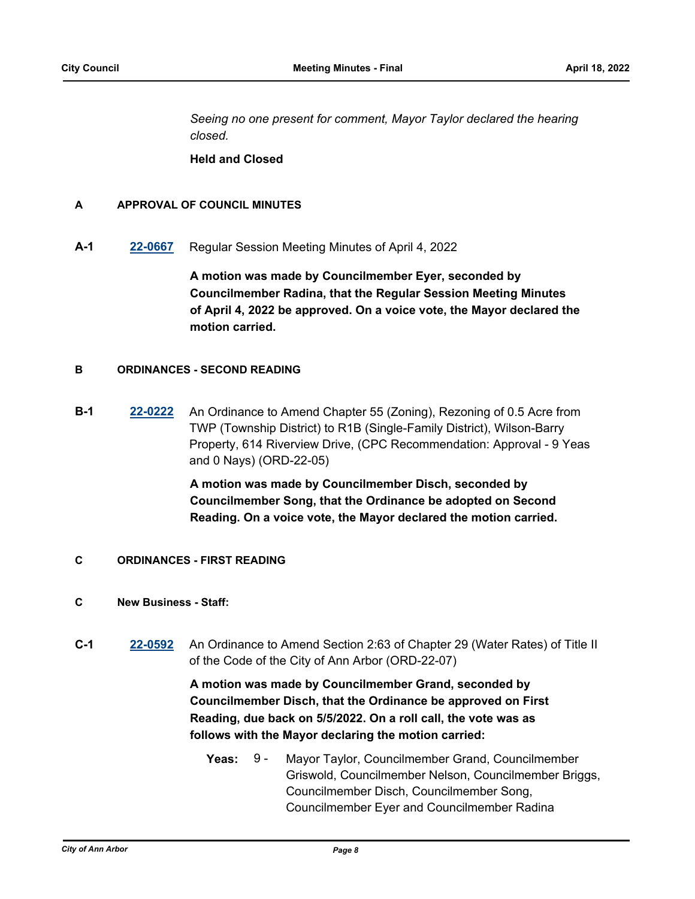*Seeing no one present for comment, Mayor Taylor declared the hearing closed.*

**Held and Closed**

## A APPROVAL OF COUNCIL MINUTES

**A-1** **22-0667** Regular Session Meeting Minutes of April 4, 2022

**A motion was made by Councilmember Eyer, seconded by Councilmember Radina, that the Regular Session Meeting Minutes of April 4, 2022 be approved. On a voice vote, the Mayor declared the motion carried.**

## B ORDINANCES - SECOND READING

**B-1** **22-0222** An Ordinance to Amend Chapter 55 (Zoning), Rezoning of 0.5 Acre from TWP (Township District) to R1B (Single-Family District), Wilson-Barry Property, 614 Riverview Drive, (CPC Recommendation: Approval - 9 Yeas and 0 Nays) (ORD-22-05)

**A motion was made by Councilmember Disch, seconded by Councilmember Song, that the Ordinance be adopted on Second Reading. On a voice vote, the Mayor declared the motion carried.**

## C ORDINANCES - FIRST READING

### C New Business - Staff:

**C-1** **22-0592** An Ordinance to Amend Section 2:63 of Chapter 29 (Water Rates) of Title II of the Code of the City of Ann Arbor (ORD-22-07)

**A motion was made by Councilmember Grand, seconded by Councilmember Disch, that the Ordinance be approved on First Reading, due back on 5/5/2022. On a roll call, the vote was as follows with the Mayor declaring the motion carried:**

**Yeas:** 9 - Mayor Taylor, Councilmember Grand, Councilmember Griswold, Councilmember Nelson, Councilmember Briggs, Councilmember Disch, Councilmember Song, Councilmember Eyer and Councilmember Radina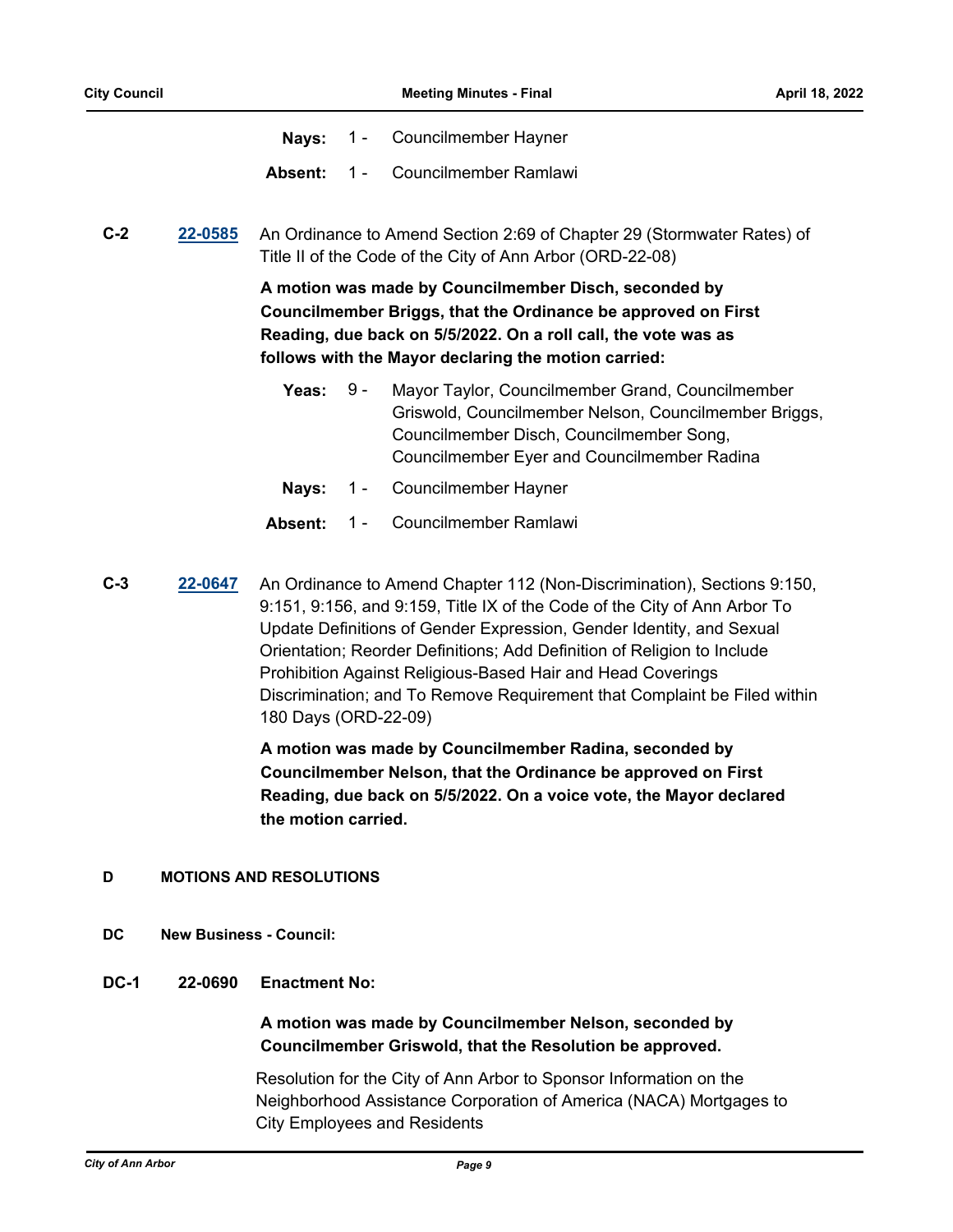**Nays:** 1 - Councilmember Hayner

**Absent:** 1 - Councilmember Ramlawi

**C-2** **22-0585** An Ordinance to Amend Section 2:69 of Chapter 29 (Stormwater Rates) of Title II of the Code of the City of Ann Arbor (ORD-22-08)

**A motion was made by Councilmember Disch, seconded by Councilmember Briggs, that the Ordinance be approved on First Reading, due back on 5/5/2022. On a roll call, the vote was as follows with the Mayor declaring the motion carried:**

**Yeas:** 9 - Mayor Taylor, Councilmember Grand, Councilmember Griswold, Councilmember Nelson, Councilmember Briggs, Councilmember Disch, Councilmember Song, Councilmember Eyer and Councilmember Radina

**Nays:** 1 - Councilmember Hayner

**Absent:** 1 - Councilmember Ramlawi

**C-3** **22-0647** An Ordinance to Amend Chapter 112 (Non-Discrimination), Sections 9:150, 9:151, 9:156, and 9:159, Title IX of the Code of the City of Ann Arbor To Update Definitions of Gender Expression, Gender Identity, and Sexual Orientation; Reorder Definitions; Add Definition of Religion to Include Prohibition Against Religious-Based Hair and Head Coverings Discrimination; and To Remove Requirement that Complaint be Filed within 180 Days (ORD-22-09)

**A motion was made by Councilmember Radina, seconded by Councilmember Nelson, that the Ordinance be approved on First Reading, due back on 5/5/2022. On a voice vote, the Mayor declared the motion carried.**

## D MOTIONS AND RESOLUTIONS

### DC New Business - Council:

**DC-1** **22-0690** **Enactment No:**

**A motion was made by Councilmember Nelson, seconded by Councilmember Griswold, that the Resolution be approved.**

Resolution for the City of Ann Arbor to Sponsor Information on the Neighborhood Assistance Corporation of America (NACA) Mortgages to City Employees and Residents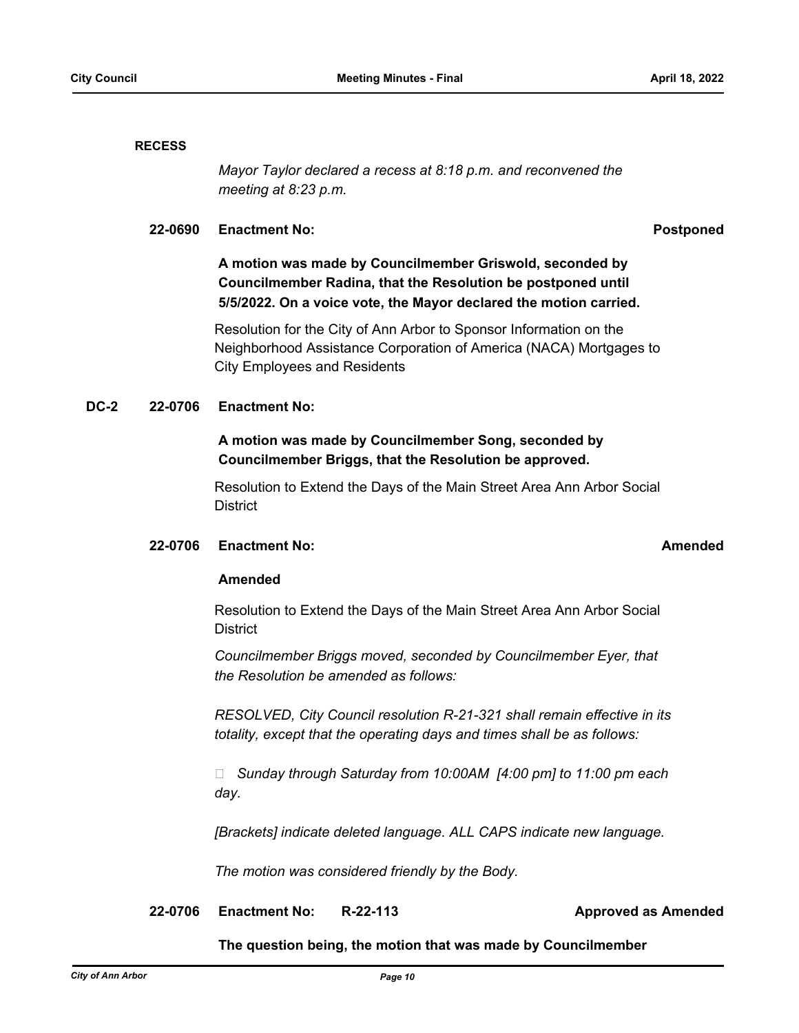**RECESS**

*Mayor Taylor declared a recess at 8:18 p.m. and reconvened the meeting at 8:23 p.m.*

**22-0690 Enactment No: Postponed**

**A motion was made by Councilmember Griswold, seconded by Councilmember Radina, that the Resolution be postponed until 5/5/2022. On a voice vote, the Mayor declared the motion carried.**

Resolution for the City of Ann Arbor to Sponsor Information on the Neighborhood Assistance Corporation of America (NACA) Mortgages to City Employees and Residents

**DC-2 22-0706 Enactment No:**

**A motion was made by Councilmember Song, seconded by Councilmember Briggs, that the Resolution be approved.**

Resolution to Extend the Days of the Main Street Area Ann Arbor Social District

**22-0706 Enactment No: Amended**

**Amended**

Resolution to Extend the Days of the Main Street Area Ann Arbor Social District

*Councilmember Briggs moved, seconded by Councilmember Eyer, that the Resolution be amended as follows:*

*RESOLVED, City Council resolution R-21-321 shall remain effective in its totality, except that the operating days and times shall be as follows:*

- *Sunday through Saturday from 10:00AM [4:00 pm] to 11:00 pm each day.*

*[Brackets] indicate deleted language. ALL CAPS indicate new language.*

*The motion was considered friendly by the Body.*

**22-0706 Enactment No: R-22-113 Approved as Amended**

**The question being, the motion that was made by Councilmember**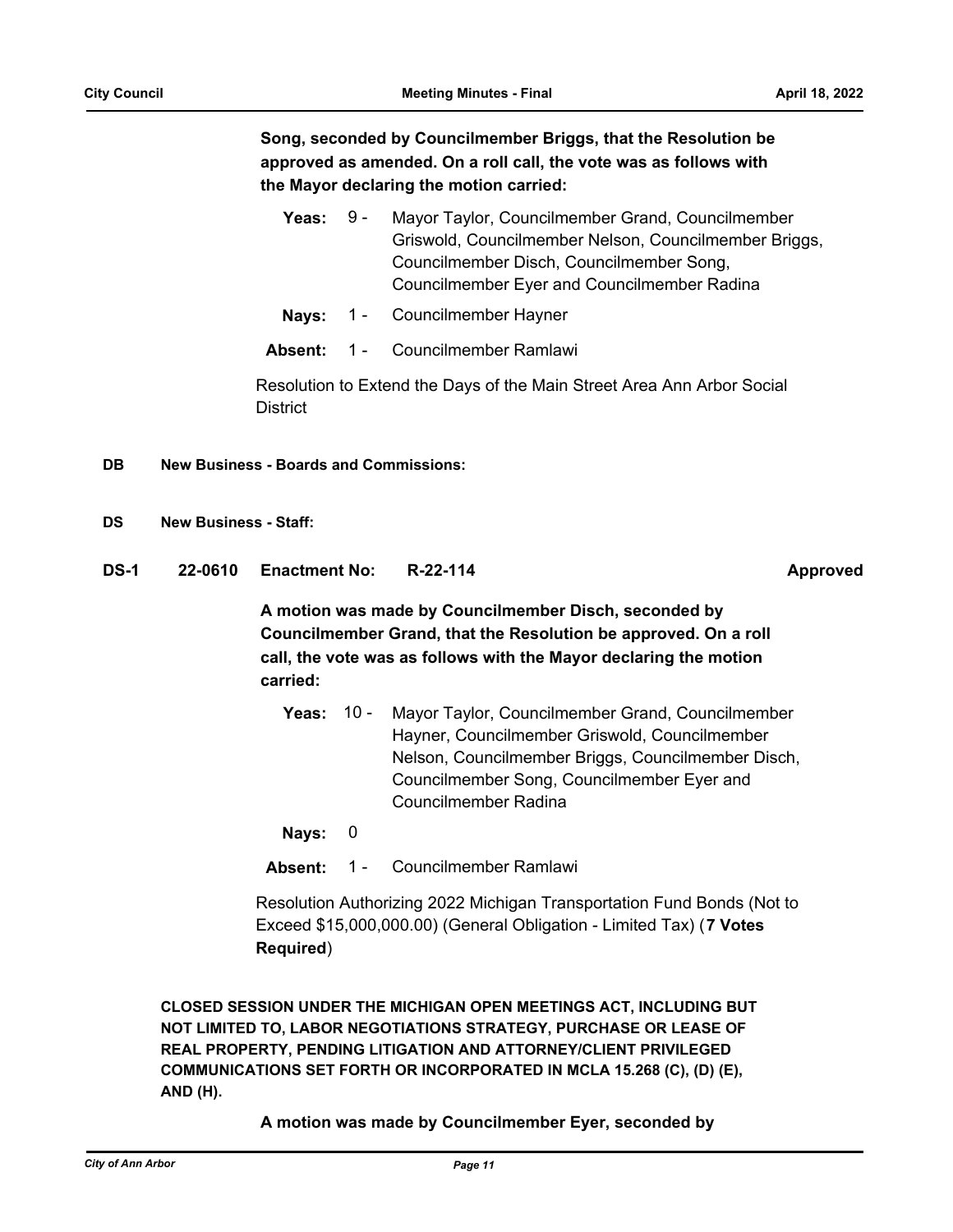**Song, seconded by Councilmember Briggs, that the Resolution be approved as amended. On a roll call, the vote was as follows with the Mayor declaring the motion carried:**

**Yeas:** 9 - Mayor Taylor, Councilmember Grand, Councilmember Griswold, Councilmember Nelson, Councilmember Briggs, Councilmember Disch, Councilmember Song, Councilmember Eyer and Councilmember Radina

**Nays:** 1 - Councilmember Hayner

**Absent:** 1 - Councilmember Ramlawi

Resolution to Extend the Days of the Main Street Area Ann Arbor Social District

**DB New Business - Boards and Commissions:**

**DS New Business - Staff:**

**DS-1 22-0610 Enactment No: R-22-114 Approved**

**A motion was made by Councilmember Disch, seconded by Councilmember Grand, that the Resolution be approved. On a roll call, the vote was as follows with the Mayor declaring the motion carried:**

**Yeas:** 10 - Mayor Taylor, Councilmember Grand, Councilmember Hayner, Councilmember Griswold, Councilmember Nelson, Councilmember Briggs, Councilmember Disch, Councilmember Song, Councilmember Eyer and Councilmember Radina

**Nays:** 0

**Absent:** 1 - Councilmember Ramlawi

Resolution Authorizing 2022 Michigan Transportation Fund Bonds (Not to Exceed $15,000,000.00) (General Obligation - Limited Tax) (**7 Votes Required**)

**CLOSED SESSION UNDER THE MICHIGAN OPEN MEETINGS ACT, INCLUDING BUT NOT LIMITED TO, LABOR NEGOTIATIONS STRATEGY, PURCHASE OR LEASE OF REAL PROPERTY, PENDING LITIGATION AND ATTORNEY/CLIENT PRIVILEGED COMMUNICATIONS SET FORTH OR INCORPORATED IN MCLA 15.268 (C), (D) (E), AND (H).**

**A motion was made by Councilmember Eyer, seconded by**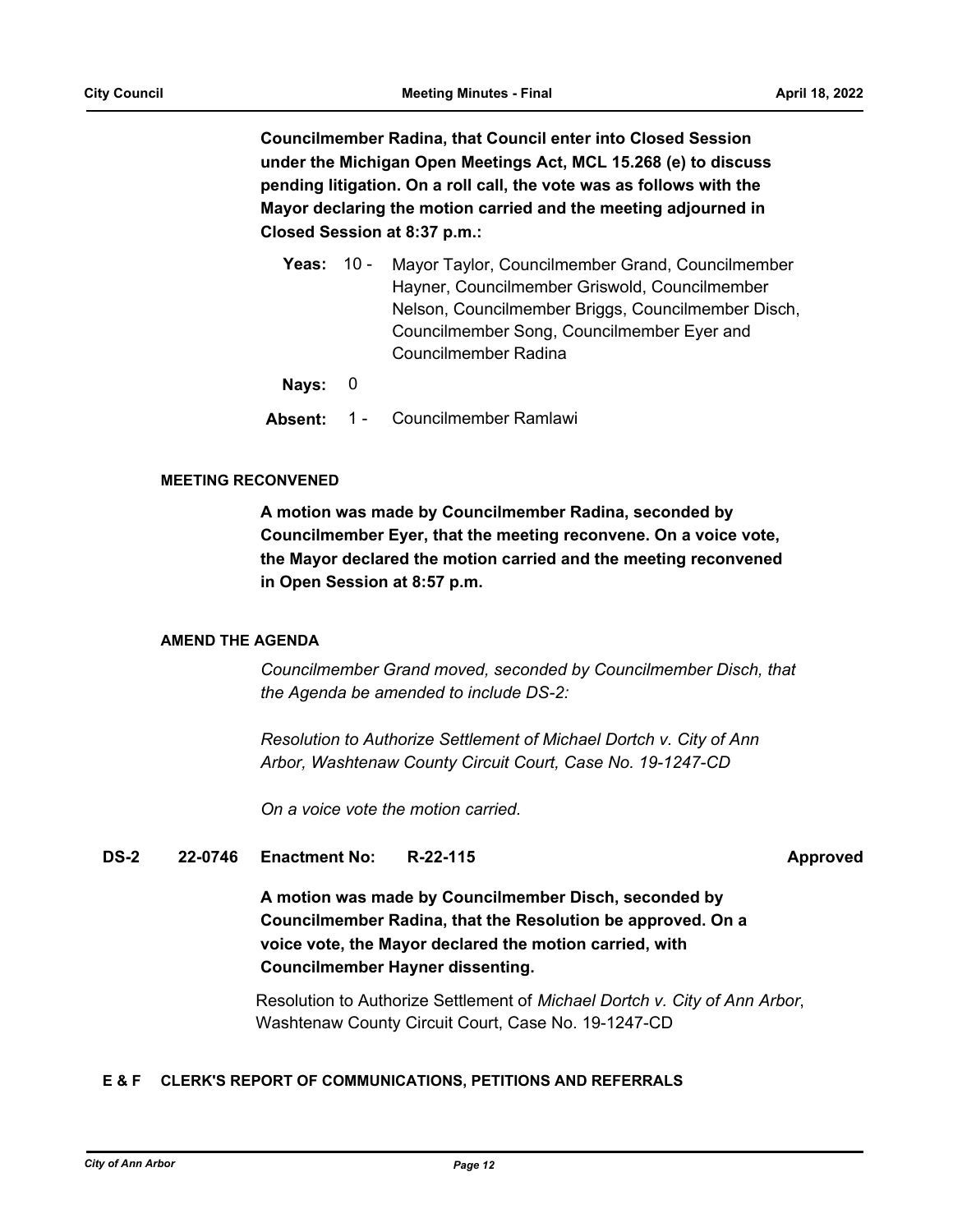**Councilmember Radina, that Council enter into Closed Session under the Michigan Open Meetings Act, MCL 15.268 (e) to discuss pending litigation. On a roll call, the vote was as follows with the Mayor declaring the motion carried and the meeting adjourned in Closed Session at 8:37 p.m.:**

**Yeas:** 10 - Mayor Taylor, Councilmember Grand, Councilmember Hayner, Councilmember Griswold, Councilmember Nelson, Councilmember Briggs, Councilmember Disch, Councilmember Song, Councilmember Eyer and Councilmember Radina

**Nays:** 0

**Absent:** 1 - Councilmember Ramlawi

#### MEETING RECONVENED

**A motion was made by Councilmember Radina, seconded by Councilmember Eyer, that the meeting reconvene. On a voice vote, the Mayor declared the motion carried and the meeting reconvened in Open Session at 8:57 p.m.**

#### AMEND THE AGENDA

*Councilmember Grand moved, seconded by Councilmember Disch, that the Agenda be amended to include DS-2:*

*Resolution to Authorize Settlement of Michael Dortch v. City of Ann Arbor, Washtenaw County Circuit Court, Case No. 19-1247-CD*

*On a voice vote the motion carried.*

**DS-2 22-0746 Enactment No: R-22-115 Approved**

**A motion was made by Councilmember Disch, seconded by Councilmember Radina, that the Resolution be approved. On a voice vote, the Mayor declared the motion carried, with Councilmember Hayner dissenting.**

Resolution to Authorize Settlement of *Michael Dortch v. City of Ann Arbor*, Washtenaw County Circuit Court, Case No. 19-1247-CD

### E & F CLERK'S REPORT OF COMMUNICATIONS, PETITIONS AND REFERRALS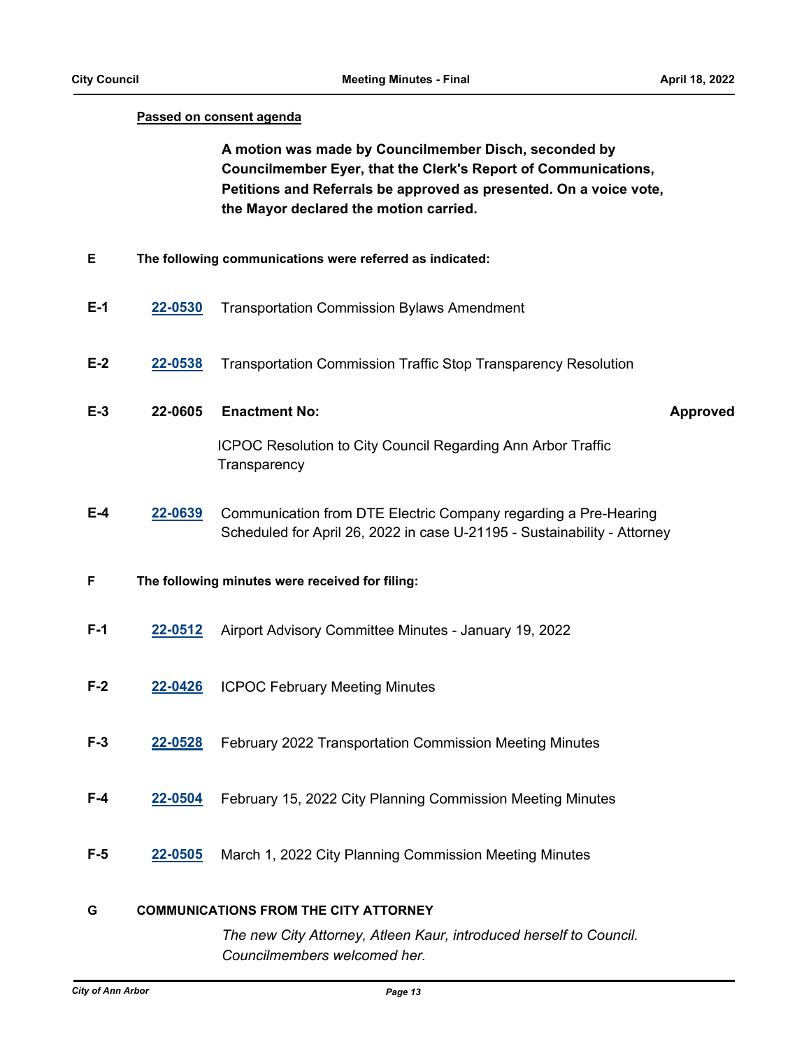**Passed on consent agenda**

**A motion was made by Councilmember Disch, seconded by Councilmember Eyer, that the Clerk's Report of Communications, Petitions and Referrals be approved as presented. On a voice vote, the Mayor declared the motion carried.**

**E** **The following communications were referred as indicated:**

**E-1** [22-0530](22-0530) Transportation Commission Bylaws Amendment

**E-2** [22-0538](22-0538) Transportation Commission Traffic Stop Transparency Resolution

**E-3** **22-0605** **Enactment No:** **Approved**

ICPOC Resolution to City Council Regarding Ann Arbor Traffic Transparency

**E-4** [22-0639](22-0639) Communication from DTE Electric Company regarding a Pre-Hearing Scheduled for April 26, 2022 in case U-21195 - Sustainability - Attorney

**F** **The following minutes were received for filing:**

**F-1** [22-0512](22-0512) Airport Advisory Committee Minutes - January 19, 2022

**F-2** [22-0426](22-0426) ICPOC February Meeting Minutes

**F-3** [22-0528](22-0528) February 2022 Transportation Commission Meeting Minutes

**F-4** [22-0504](22-0504) February 15, 2022 City Planning Commission Meeting Minutes

**F-5** [22-0505](22-0505) March 1, 2022 City Planning Commission Meeting Minutes

**G** **COMMUNICATIONS FROM THE CITY ATTORNEY**

*The new City Attorney, Atleen Kaur, introduced herself to Council. Councilmembers welcomed her.*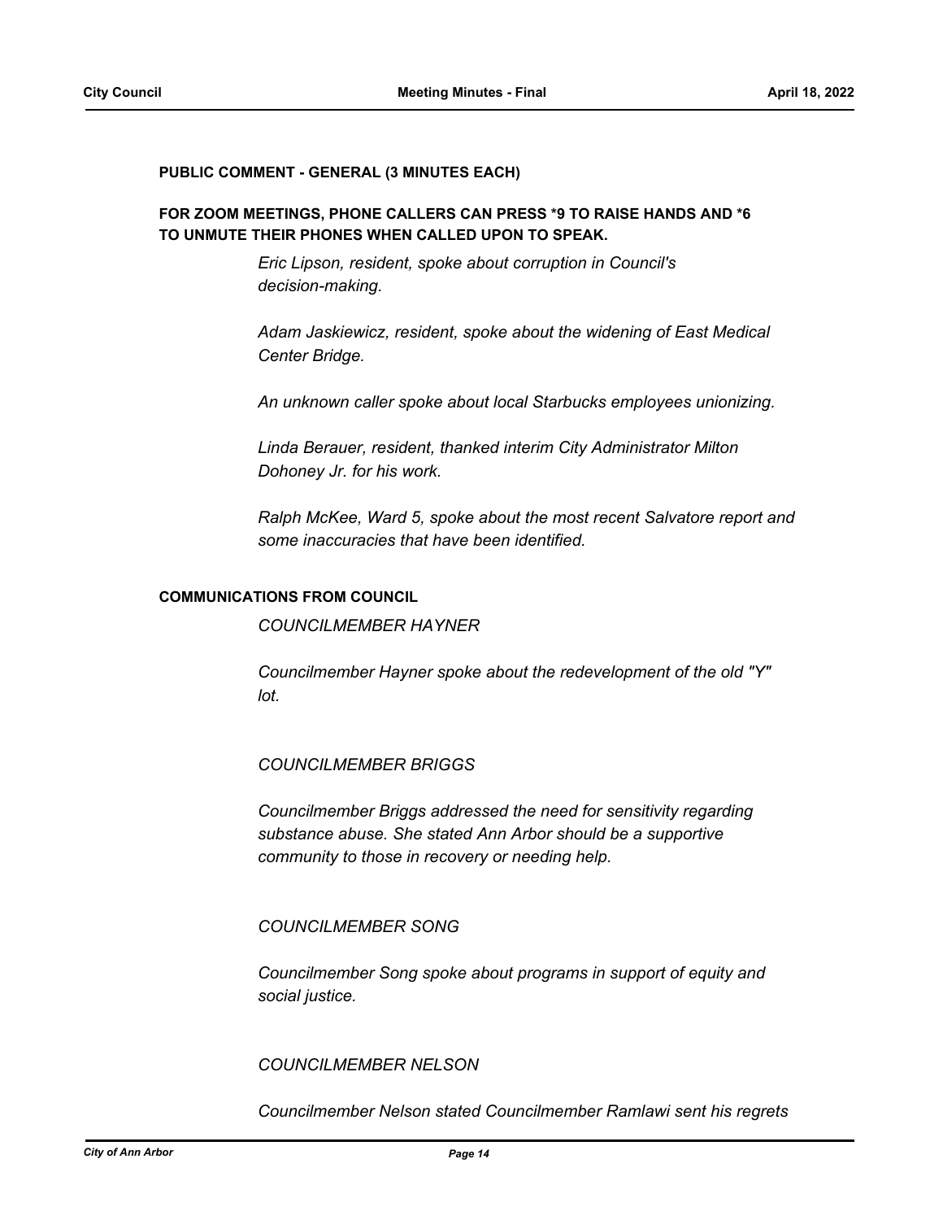**PUBLIC COMMENT - GENERAL (3 MINUTES EACH)**

**FOR ZOOM MEETINGS, PHONE CALLERS CAN PRESS *9 TO RAISE HANDS AND *6 TO UNMUTE THEIR PHONES WHEN CALLED UPON TO SPEAK.**

*Eric Lipson, resident, spoke about corruption in Council's decision-making.*

*Adam Jaskiewicz, resident, spoke about the widening of East Medical Center Bridge.*

*An unknown caller spoke about local Starbucks employees unionizing.*

*Linda Berauer, resident, thanked interim City Administrator Milton Dohoney Jr. for his work.*

*Ralph McKee, Ward 5, spoke about the most recent Salvatore report and some inaccuracies that have been identified.*

**COMMUNICATIONS FROM COUNCIL**

*COUNCILMEMBER HAYNER*

*Councilmember Hayner spoke about the redevelopment of the old "Y" lot.*

*COUNCILMEMBER BRIGGS*

*Councilmember Briggs addressed the need for sensitivity regarding substance abuse. She stated Ann Arbor should be a supportive community to those in recovery or needing help.*

*COUNCILMEMBER SONG*

*Councilmember Song spoke about programs in support of equity and social justice.*

*COUNCILMEMBER NELSON*

*Councilmember Nelson stated Councilmember Ramlawi sent his regrets*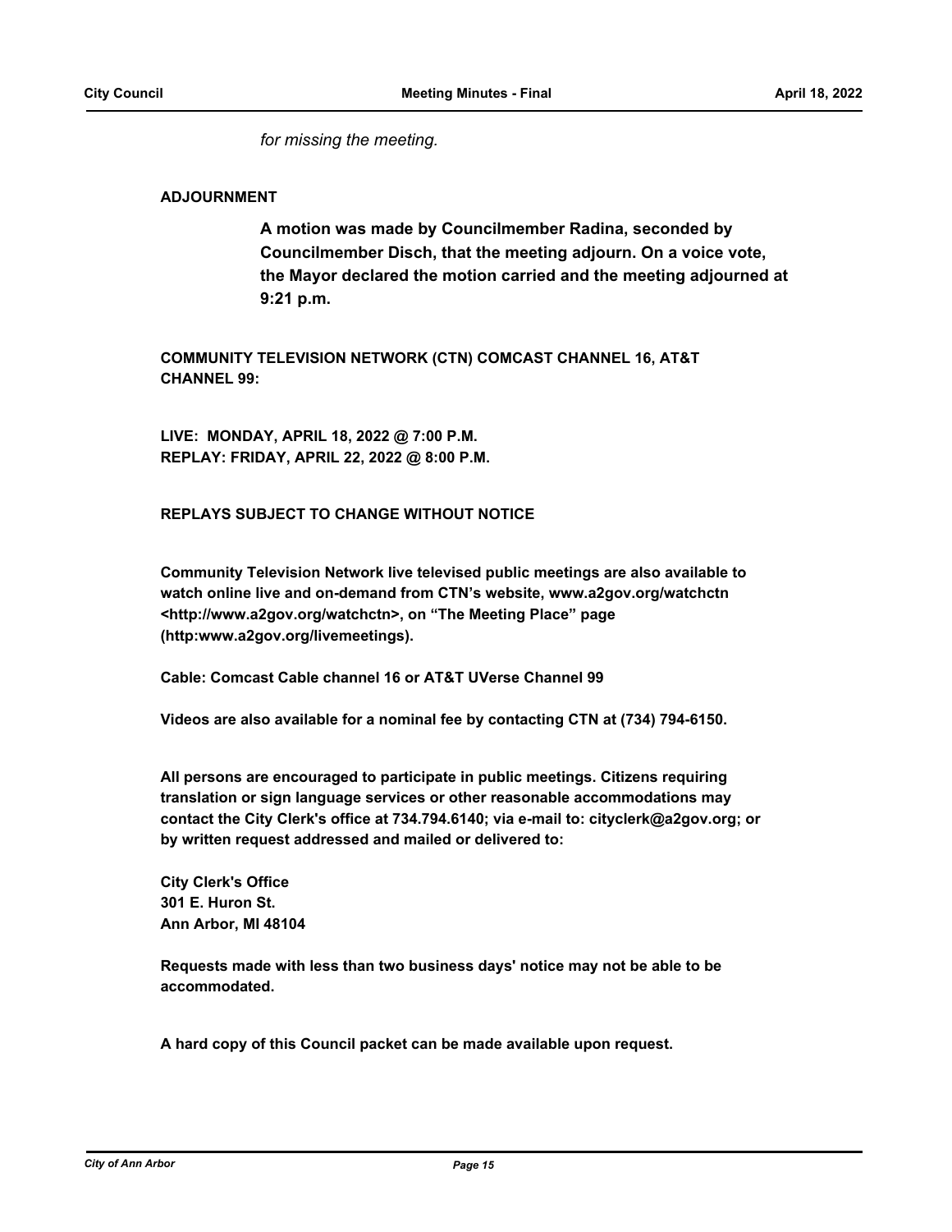*for missing the meeting.*

**ADJOURNMENT**

**A motion was made by Councilmember Radina, seconded by Councilmember Disch, that the meeting adjourn. On a voice vote, the Mayor declared the motion carried and the meeting adjourned at 9:21 p.m.**

**COMMUNITY TELEVISION NETWORK (CTN) COMCAST CHANNEL 16, AT&T CHANNEL 99:**

**LIVE: MONDAY, APRIL 18, 2022 @ 7:00 P.M.**
**REPLAY: FRIDAY, APRIL 22, 2022 @ 8:00 P.M.**

**REPLAYS SUBJECT TO CHANGE WITHOUT NOTICE**

**Community Television Network live televised public meetings are also available to watch online live and on-demand from CTN's website, www.a2gov.org/watchctn <http://www.a2gov.org/watchctn>, on "The Meeting Place" page (http:www.a2gov.org/livemeetings).**

**Cable: Comcast Cable channel 16 or AT&T UVerse Channel 99**

**Videos are also available for a nominal fee by contacting CTN at (734) 794-6150.**

**All persons are encouraged to participate in public meetings. Citizens requiring translation or sign language services or other reasonable accommodations may contact the City Clerk's office at 734.794.6140; via e-mail to: cityclerk@a2gov.org; or by written request addressed and mailed or delivered to:**

**City Clerk's Office**
**301 E. Huron St.**
**Ann Arbor, MI 48104**

**Requests made with less than two business days' notice may not be able to be accommodated.**

**A hard copy of this Council packet can be made available upon request.**